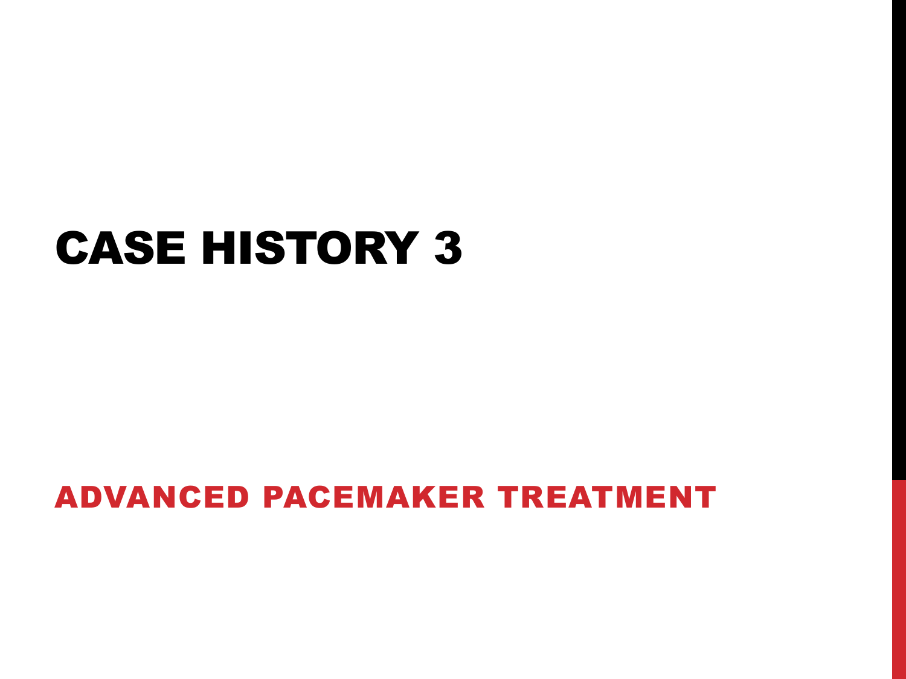# CASE HISTORY 3

## ADVANCED PACEMAKER TREATMENT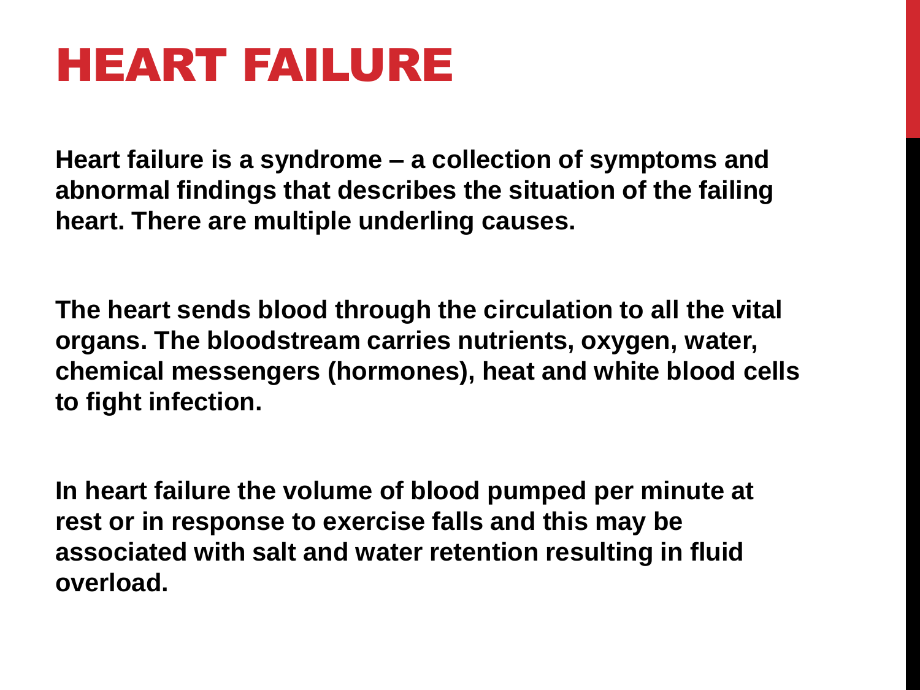# HEART FAILURE

**Heart failure is a syndrome – a collection of symptoms and abnormal findings that describes the situation of the failing heart. There are multiple underling causes.**

**The heart sends blood through the circulation to all the vital organs. The bloodstream carries nutrients, oxygen, water, chemical messengers (hormones), heat and white blood cells to fight infection.**

**In heart failure the volume of blood pumped per minute at rest or in response to exercise falls and this may be associated with salt and water retention resulting in fluid overload.**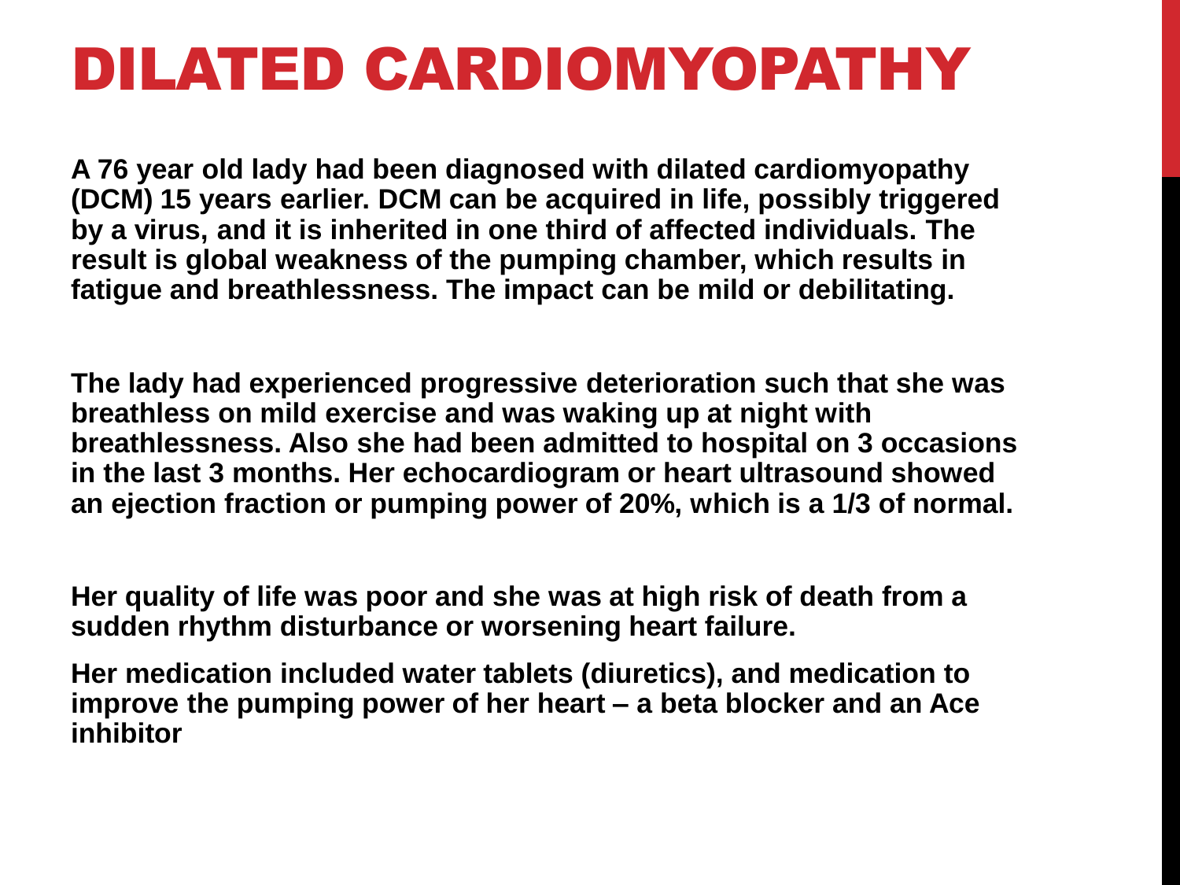# DILATED CARDIOMYOPATHY

**A 76 year old lady had been diagnosed with dilated cardiomyopathy (DCM) 15 years earlier. DCM can be acquired in life, possibly triggered by a virus, and it is inherited in one third of affected individuals. The result is global weakness of the pumping chamber, which results in fatigue and breathlessness. The impact can be mild or debilitating.**

**The lady had experienced progressive deterioration such that she was breathless on mild exercise and was waking up at night with breathlessness. Also she had been admitted to hospital on 3 occasions in the last 3 months. Her echocardiogram or heart ultrasound showed an ejection fraction or pumping power of 20%, which is a 1/3 of normal.**

**Her quality of life was poor and she was at high risk of death from a sudden rhythm disturbance or worsening heart failure.**

**Her medication included water tablets (diuretics), and medication to improve the pumping power of her heart – a beta blocker and an Ace inhibitor**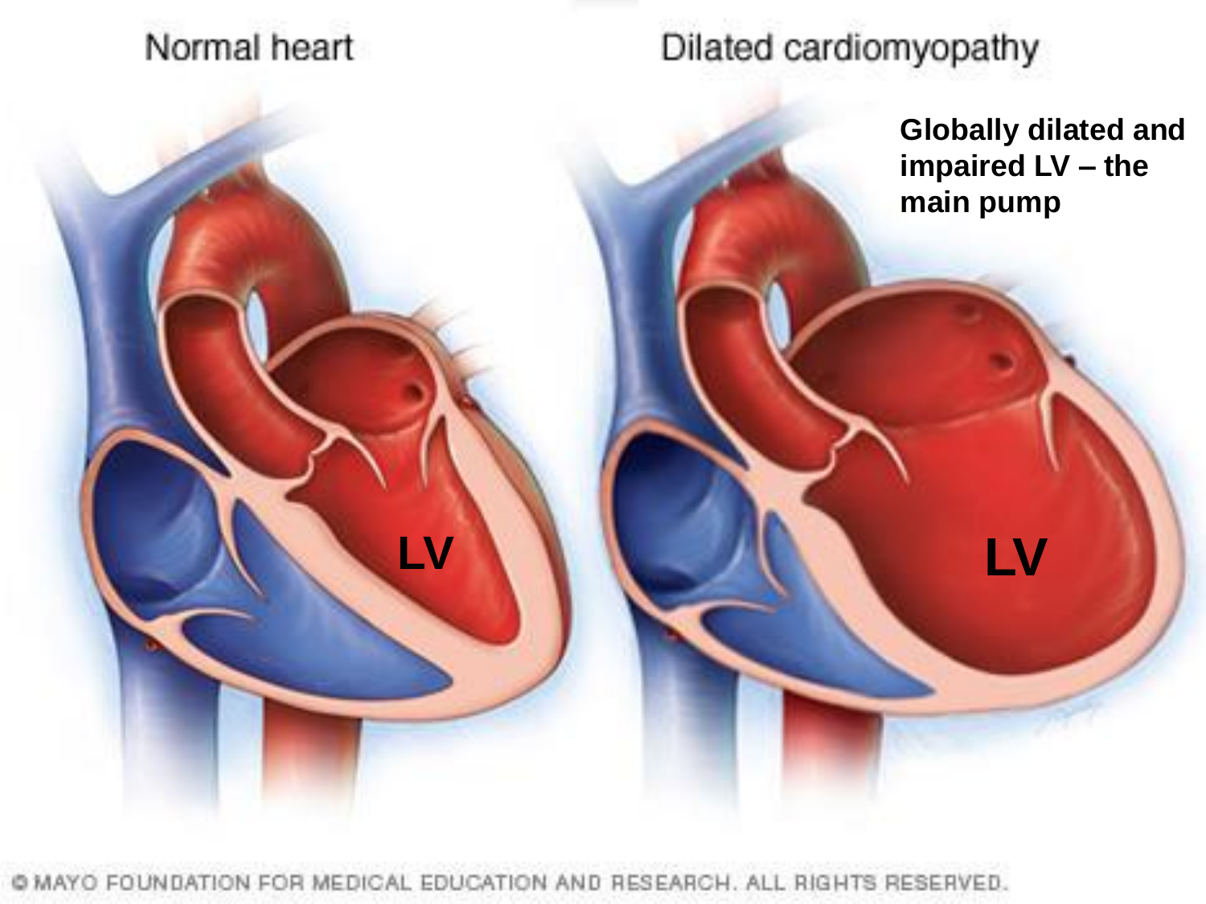Normal heart

Dilated cardiomyopathy

**Globally dilated and impaired LV – the main pump**

**LV**

**LV**

© MAYO FOUNDATION FOR MEDICAL EDUCATION AND RESEARCH. ALL RIGHTS RESERVED.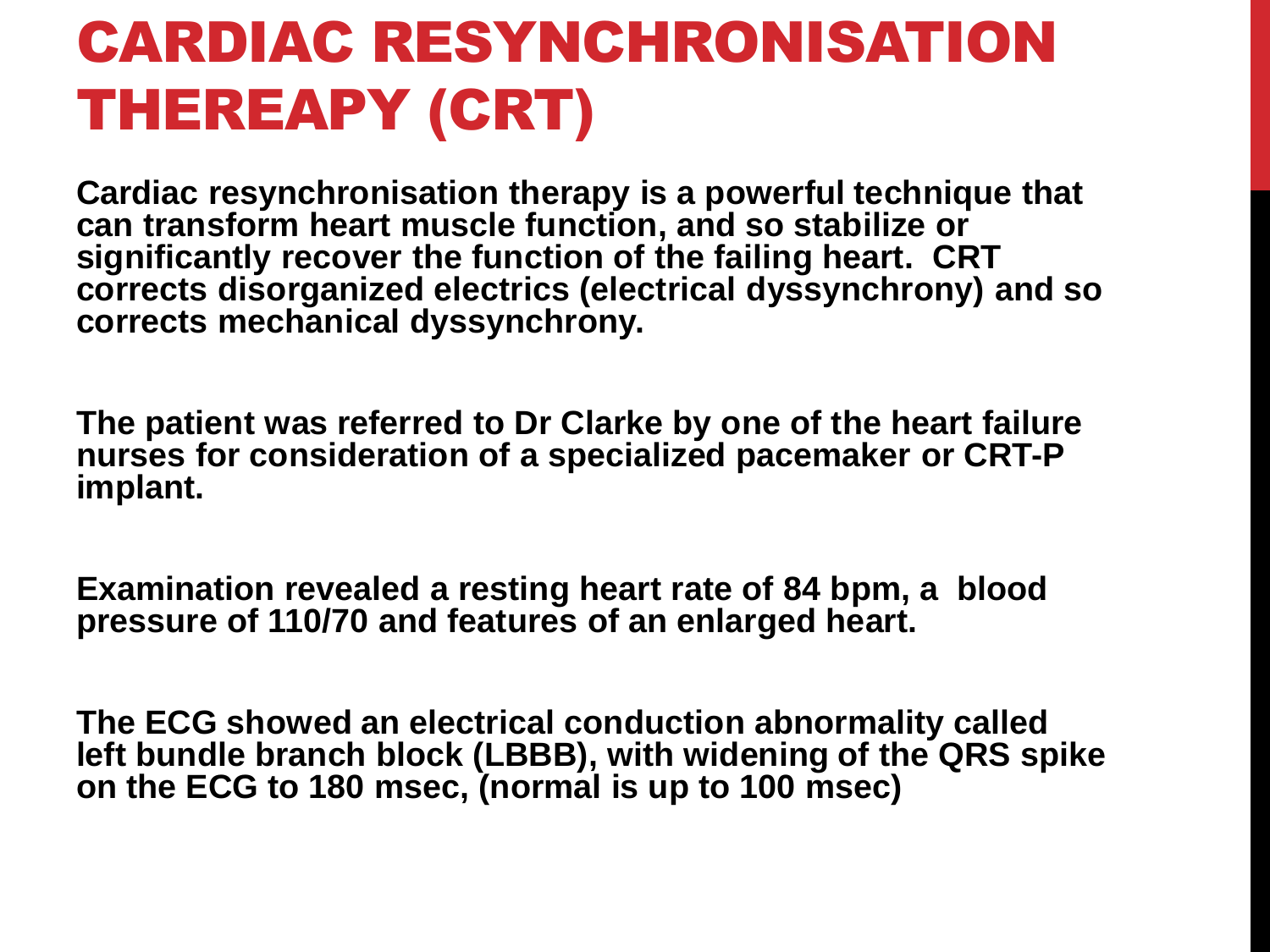# CARDIAC RESYNCHRONISATION THEREAPY (CRT)

**Cardiac resynchronisation therapy is a powerful technique that can transform heart muscle function, and so stabilize or significantly recover the function of the failing heart. CRT corrects disorganized electrics (electrical dyssynchrony) and so corrects mechanical dyssynchrony.**

**The patient was referred to Dr Clarke by one of the heart failure nurses for consideration of a specialized pacemaker or CRT-P implant.**

**Examination revealed a resting heart rate of 84 bpm, a blood pressure of 110/70 and features of an enlarged heart.**

**The ECG showed an electrical conduction abnormality called left bundle branch block (LBBB), with widening of the QRS spike on the ECG to 180 msec, (normal is up to 100 msec)**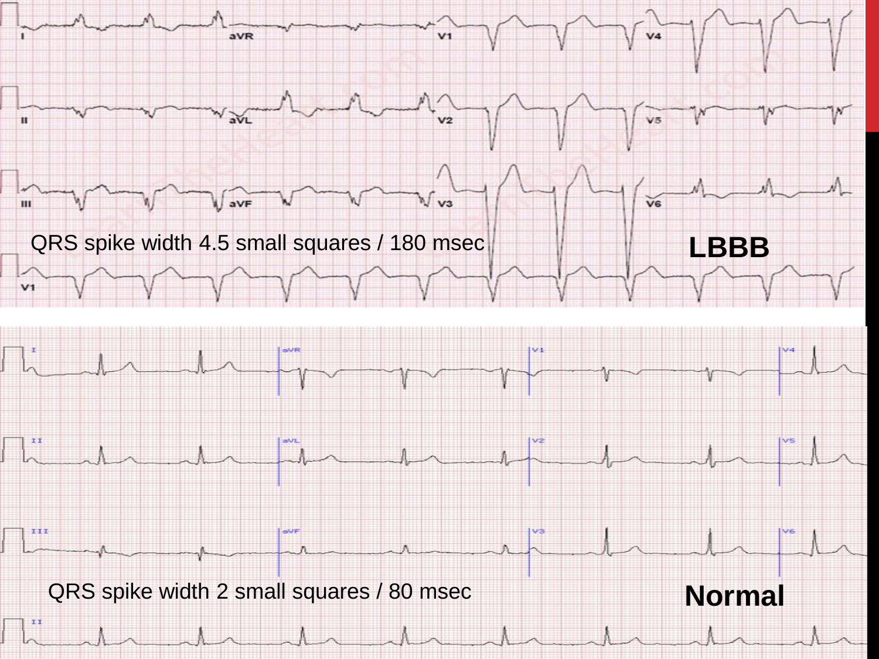QRS spike width 4.5 small squares / 180 msec

**LBBB**

QRS spike width 2 small squares / 80 msec

**Normal**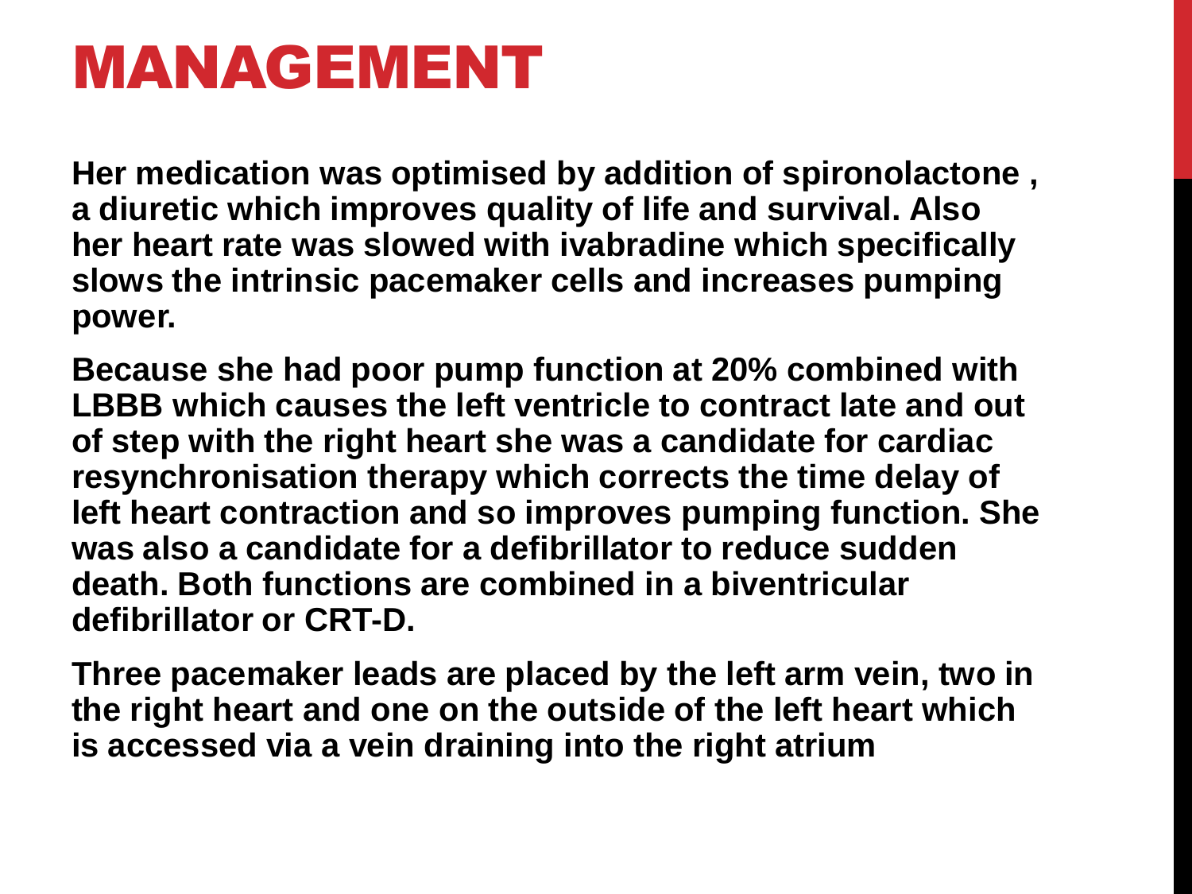# MANAGEMENT

**Her medication was optimised by addition of spironolactone , a diuretic which improves quality of life and survival. Also her heart rate was slowed with ivabradine which specifically slows the intrinsic pacemaker cells and increases pumping power.**

**Because she had poor pump function at 20% combined with LBBB which causes the left ventricle to contract late and out of step with the right heart she was a candidate for cardiac resynchronisation therapy which corrects the time delay of left heart contraction and so improves pumping function. She was also a candidate for a defibrillator to reduce sudden death. Both functions are combined in a biventricular defibrillator or CRT-D.**

**Three pacemaker leads are placed by the left arm vein, two in the right heart and one on the outside of the left heart which is accessed via a vein draining into the right atrium**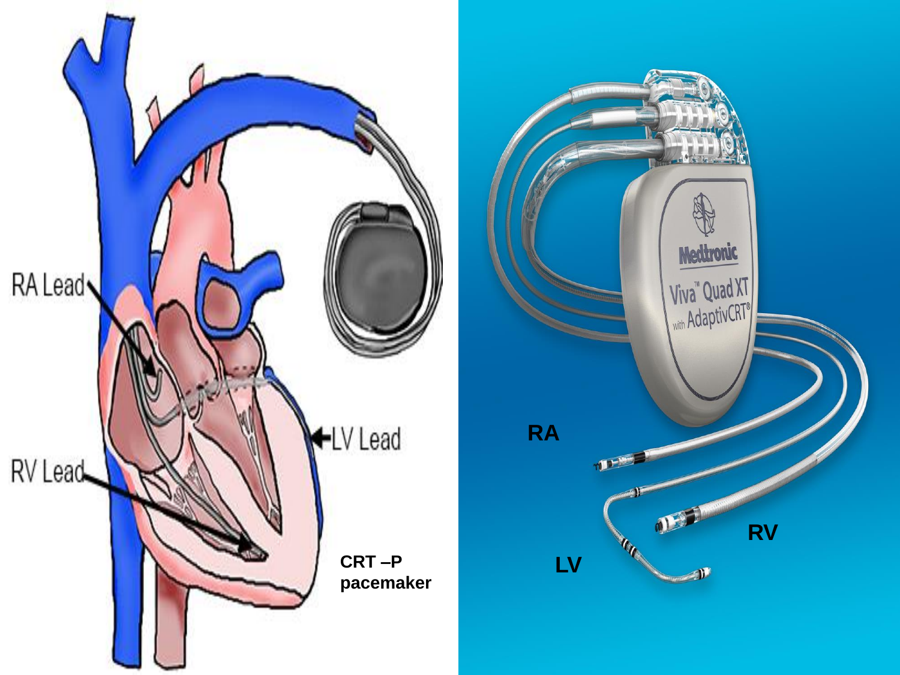RA Lead

RV Lead

LV Lead

CRT –P pacemaker

Medtronic

Viva™ Quad XT with AdaptivCRT®

RA

LV

RV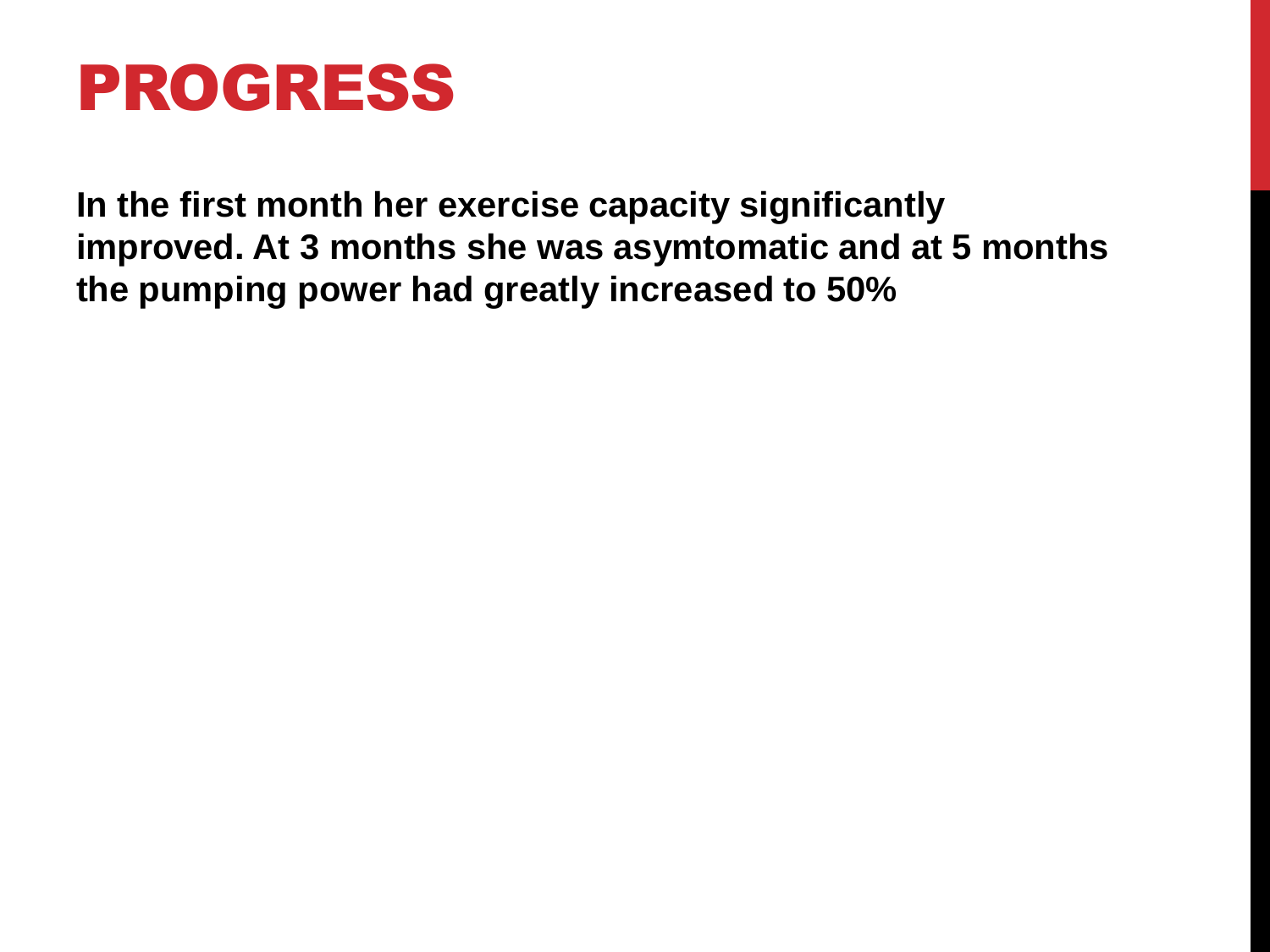# PROGRESS

**In the first month her exercise capacity significantly improved. At 3 months she was asymtomatic and at 5 months the pumping power had greatly increased to 50%**